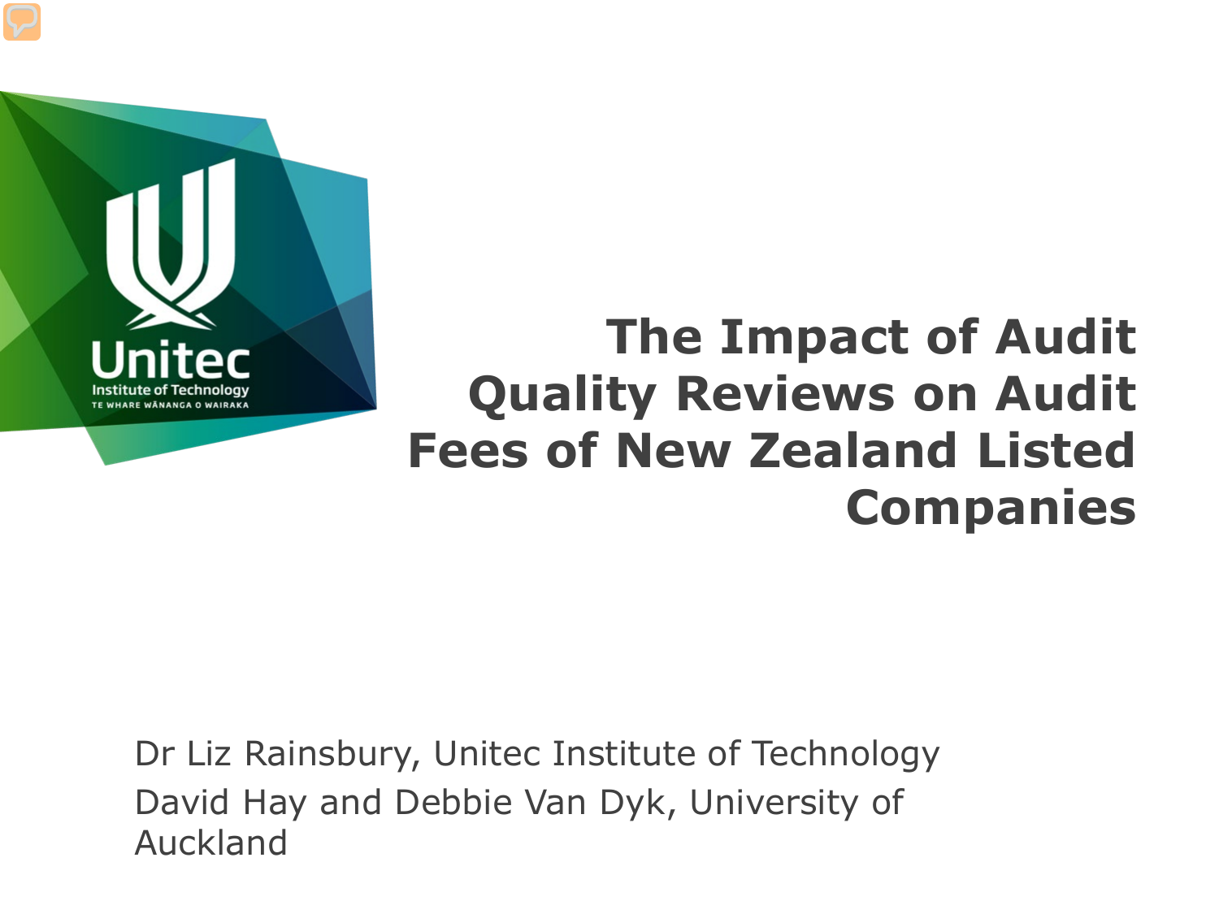# The Impact of Audit Quality Reviews on Audit Fees of New Zealand Listed Companies

Dr Liz Rainsbury, Unitec Institute of Technology

David Hay and Debbie Van Dyk, University of Auckland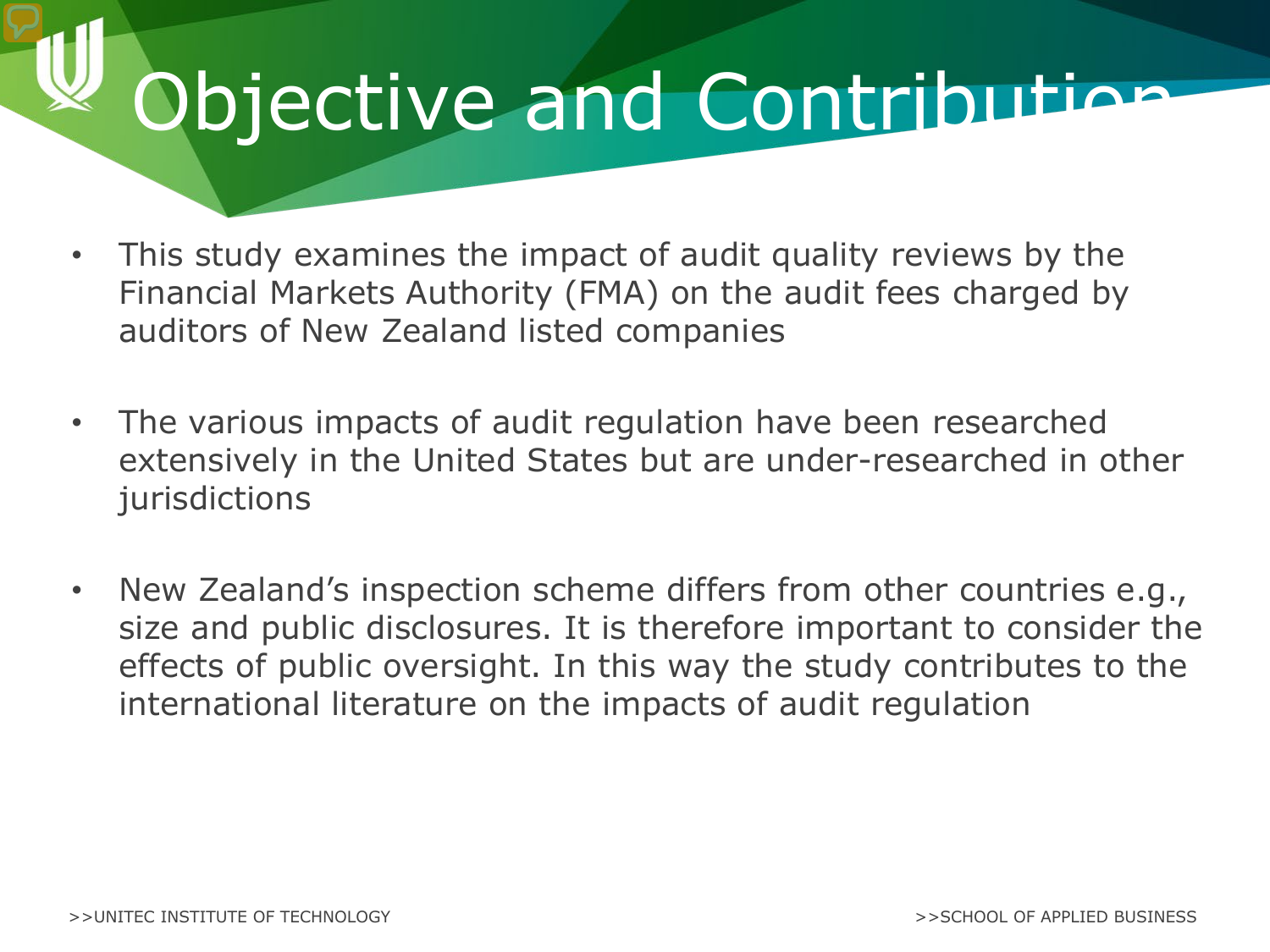# Objective and Contribution

- This study examines the impact of audit quality reviews by the Financial Markets Authority (FMA) on the audit fees charged by auditors of New Zealand listed companies
- The various impacts of audit regulation have been researched extensively in the United States but are under-researched in other jurisdictions
- New Zealand's inspection scheme differs from other countries e.g., size and public disclosures. It is therefore important to consider the effects of public oversight. In this way the study contributes to the international literature on the impacts of audit regulation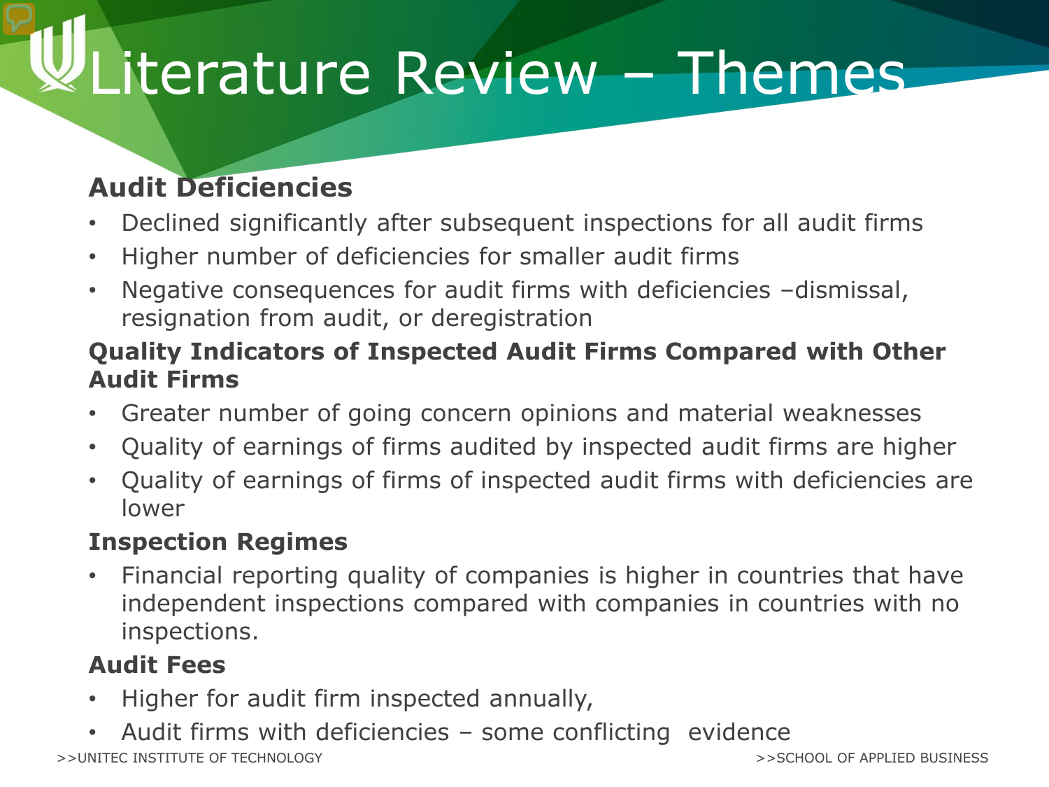# Literature Review – Themes

**Audit Deficiencies**

- Declined significantly after subsequent inspections for all audit firms
- Higher number of deficiencies for smaller audit firms
- Negative consequences for audit firms with deficiencies –dismissal, resignation from audit, or deregistration

**Quality Indicators of Inspected Audit Firms Compared with Other Audit Firms**

- Greater number of going concern opinions and material weaknesses
- Quality of earnings of firms audited by inspected audit firms are higher
- Quality of earnings of firms of inspected audit firms with deficiencies are lower

**Inspection Regimes**

- Financial reporting quality of companies is higher in countries that have independent inspections compared with companies in countries with no inspections.

**Audit Fees**

- Higher for audit firm inspected annually,
- Audit firms with deficiencies – some conflicting evidence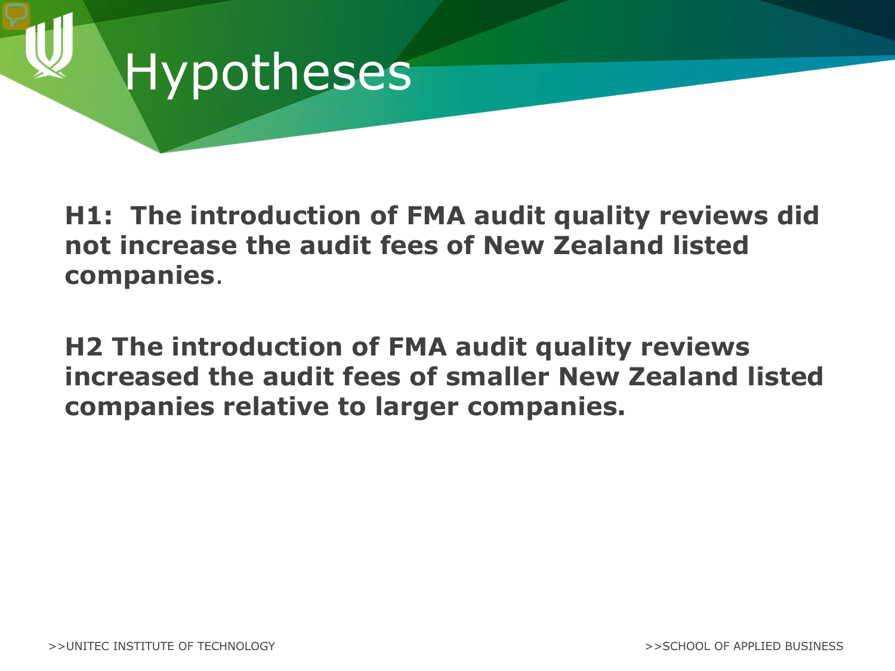# Hypotheses

**H1: The introduction of FMA audit quality reviews did not increase the audit fees of New Zealand listed companies**.

**H2 The introduction of FMA audit quality reviews increased the audit fees of smaller New Zealand listed companies relative to larger companies.**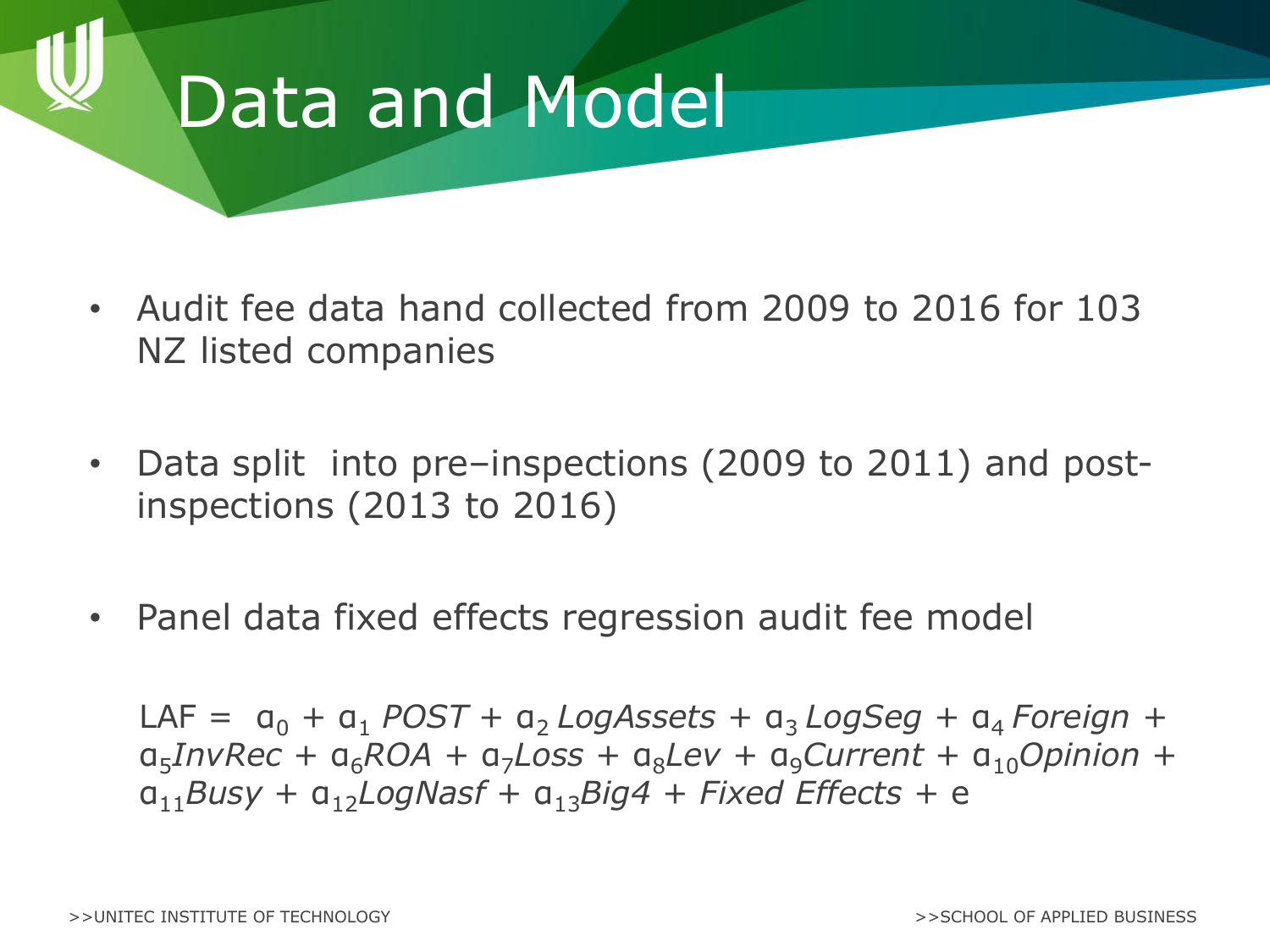# Data and Model

- Audit fee data hand collected from 2009 to 2016 for 103 NZ listed companies
- Data split into pre–inspections (2009 to 2011) and post-inspections (2013 to 2016)
- Panel data fixed effects regression audit fee model

$$LAF = \alpha_0 + \alpha_1 \, POST + \alpha_2 \, LogAssets + \alpha_3 \, LogSeg + \alpha_4 \, Foreign + \alpha_5 InvRec + \alpha_6 ROA + \alpha_7 Loss + \alpha_8 Lev + \alpha_9 Current + \alpha_{10} Opinion + \alpha_{11} Busy + \alpha_{12} LogNasf + \alpha_{13} Big4 + Fixed\ Effects + e$$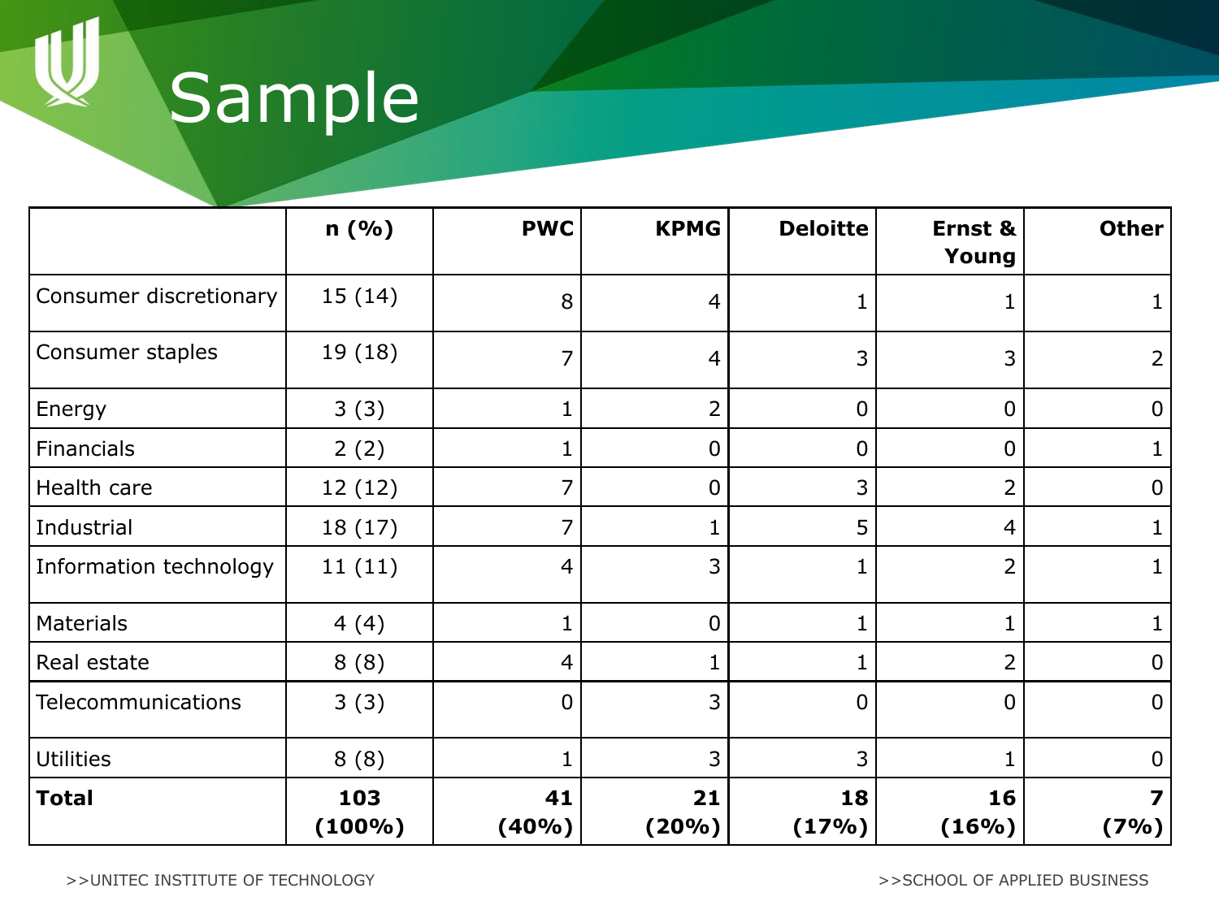# Sample

|  | n (%) | PWC | KPMG | Deloitte | Ernst & Young | Other |
|---|---|---|---|---|---|---|
| Consumer discretionary | 15 (14) | 8 | 4 | 1 | 1 | 1 |
| Consumer staples | 19 (18) | 7 | 4 | 3 | 3 | 2 |
| Energy | 3 (3) | 1 | 2 | 0 | 0 | 0 |
| Financials | 2 (2) | 1 | 0 | 0 | 0 | 1 |
| Health care | 12 (12) | 7 | 0 | 3 | 2 | 0 |
| Industrial | 18 (17) | 7 | 1 | 5 | 4 | 1 |
| Information technology | 11 (11) | 4 | 3 | 1 | 2 | 1 |
| Materials | 4 (4) | 1 | 0 | 1 | 1 | 1 |
| Real estate | 8 (8) | 4 | 1 | 1 | 2 | 0 |
| Telecommunications | 3 (3) | 0 | 3 | 0 | 0 | 0 |
| Utilities | 8 (8) | 1 | 3 | 3 | 1 | 0 |
| **Total** | **103 (100%)** | **41 (40%)** | **21 (20%)** | **18 (17%)** | **16 (16%)** | **7 (7%)** |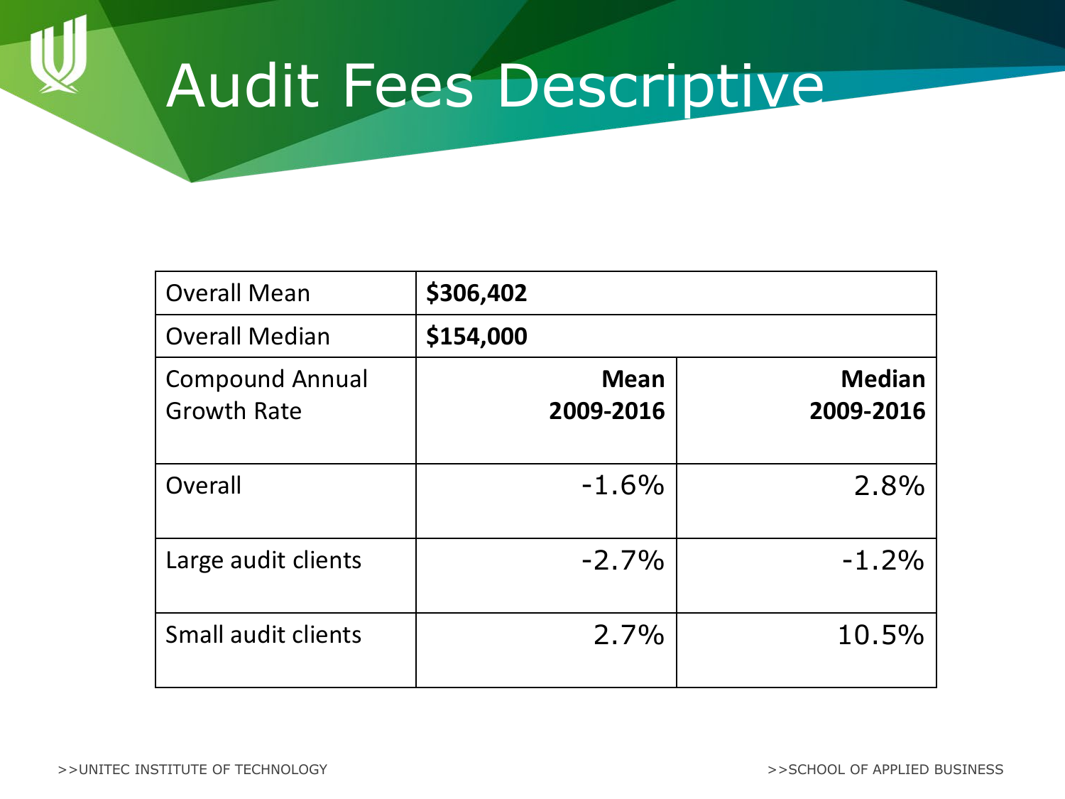# Audit Fees Descriptive

| Overall Mean | **$306,402** | |
|---|---|---|
| Overall Median | **$154,000** | |
| Compound Annual Growth Rate | **Mean 2009-2016** | **Median 2009-2016** |
| Overall | -1.6% | 2.8% |
| Large audit clients | -2.7% | -1.2% |
| Small audit clients | 2.7% | 10.5% |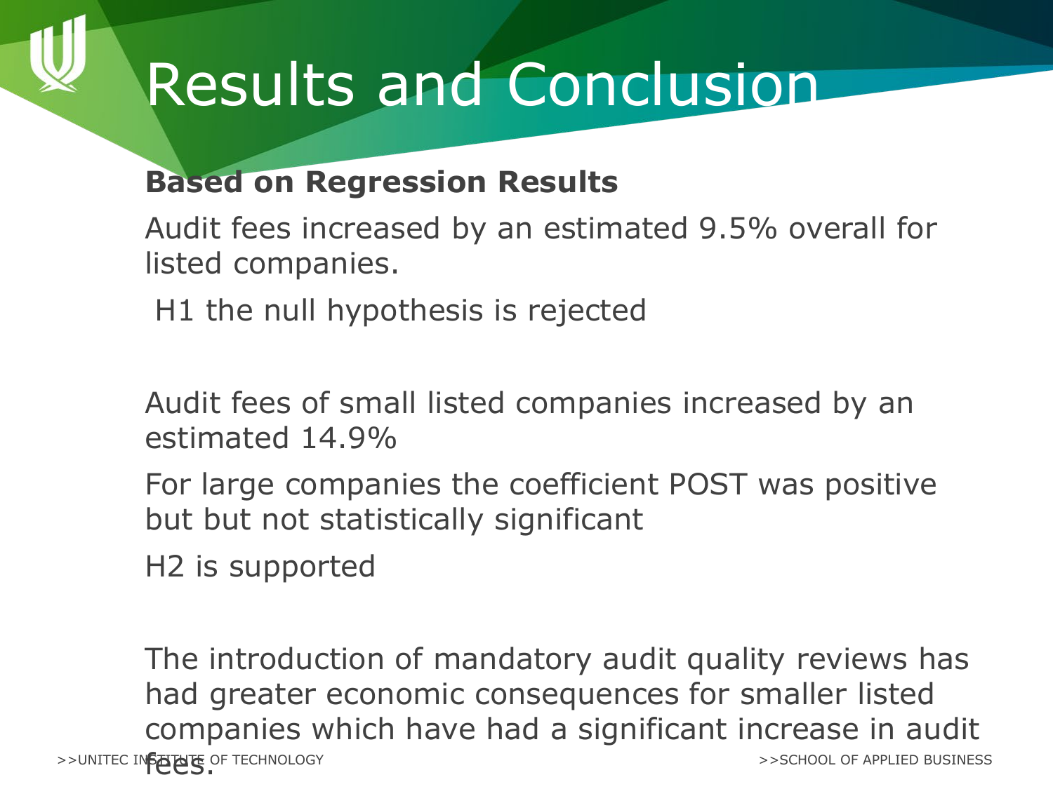# Results and Conclusion

**Based on Regression Results**

Audit fees increased by an estimated 9.5% overall for listed companies.

H1 the null hypothesis is rejected

Audit fees of small listed companies increased by an estimated 14.9%

For large companies the coefficient POST was positive but but not statistically significant

H2 is supported

The introduction of mandatory audit quality reviews has had greater economic consequences for smaller listed companies which have had a significant increase in audit fees.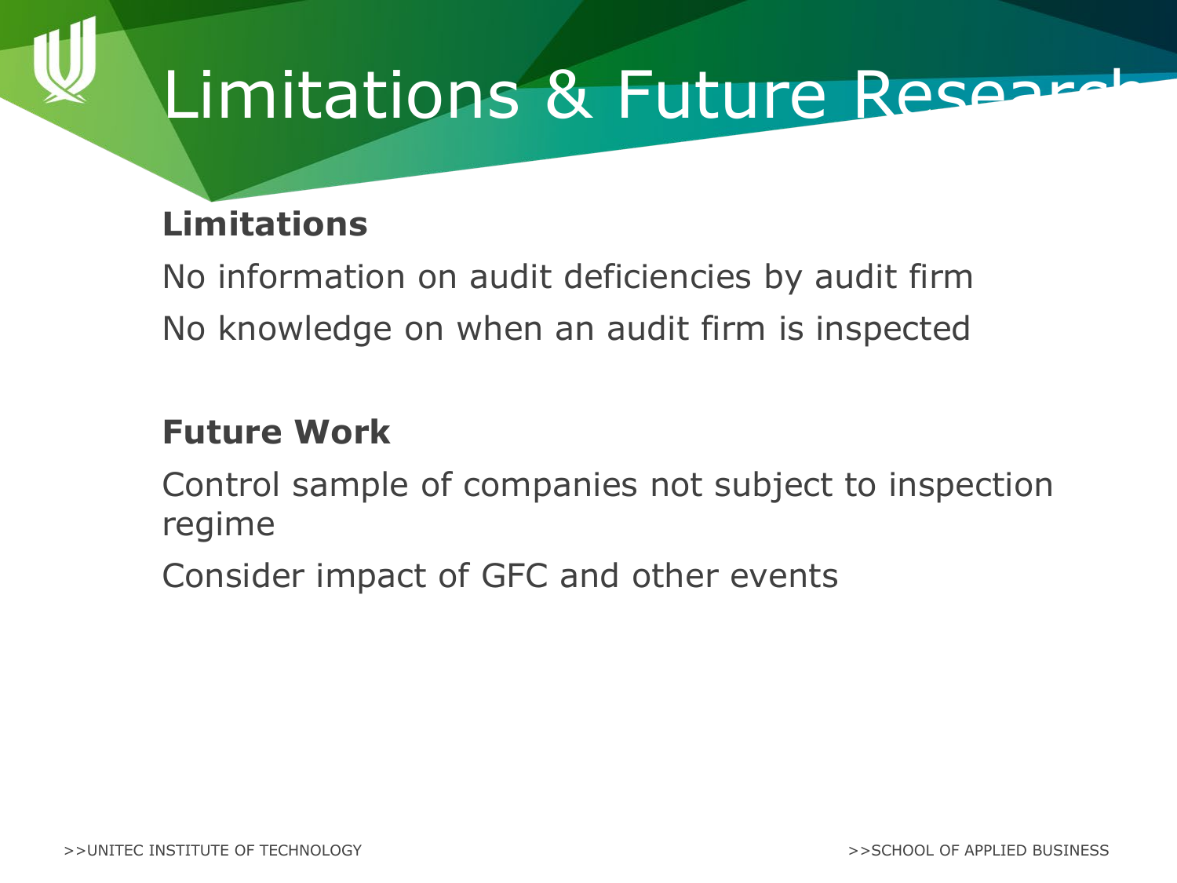# Limitations & Future Research

**Limitations**

No information on audit deficiencies by audit firm

No knowledge on when an audit firm is inspected

**Future Work**

Control sample of companies not subject to inspection regime

Consider impact of GFC and other events